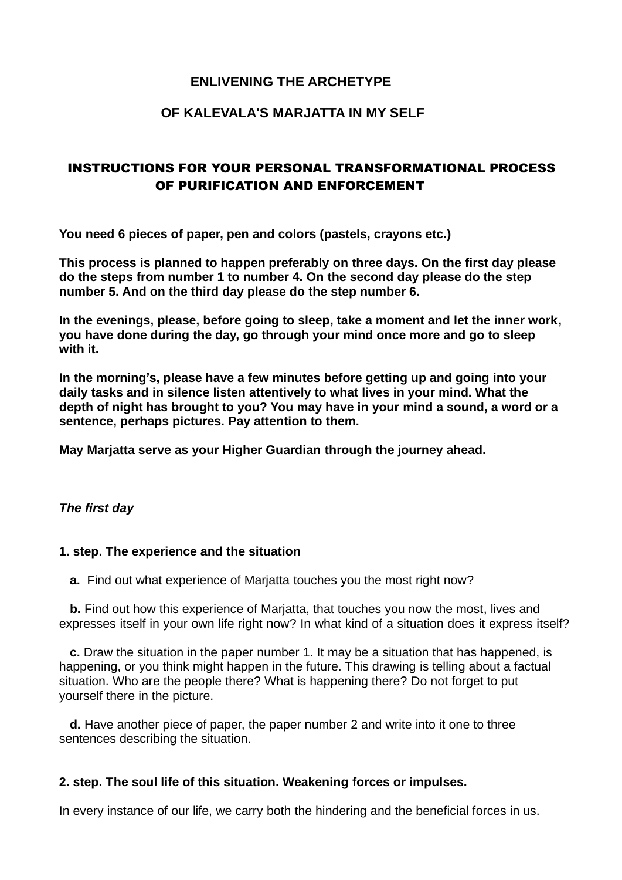# ENLIVENING THE ARCHETYPE

# OF KALEVALA'S MARJATTA IN MY SELF

## INSTRUCTIONS FOR YOUR PERSONAL TRANSFORMATIONAL PROCESS OF PURIFICATION AND ENFORCEMENT

**You need 6 pieces of paper, pen and colors (pastels, crayons etc.)**

**This process is planned to happen preferably on three days. On the first day please do the steps from number 1 to number 4. On the second day please do the step number 5. And on the third day please do the step number 6.**

**In the evenings, please, before going to sleep, take a moment and let the inner work, you have done during the day, go through your mind once more and go to sleep with it.**

**In the morning's, please have a few minutes before getting up and going into your daily tasks and in silence listen attentively to what lives in your mind. What the depth of night has brought to you? You may have in your mind a sound, a word or a sentence, perhaps pictures. Pay attention to them.**

**May Marjatta serve as your Higher Guardian through the journey ahead.**

***The first day***

**1. step. The experience and the situation**

**a.** Find out what experience of Marjatta touches you the most right now?

**b.** Find out how this experience of Marjatta, that touches you now the most, lives and expresses itself in your own life right now? In what kind of a situation does it express itself?

**c.** Draw the situation in the paper number 1. It may be a situation that has happened, is happening, or you think might happen in the future. This drawing is telling about a factual situation. Who are the people there? What is happening there? Do not forget to put yourself there in the picture.

**d.** Have another piece of paper, the paper number 2 and write into it one to three sentences describing the situation.

**2. step. The soul life of this situation. Weakening forces or impulses.**

In every instance of our life, we carry both the hindering and the beneficial forces in us.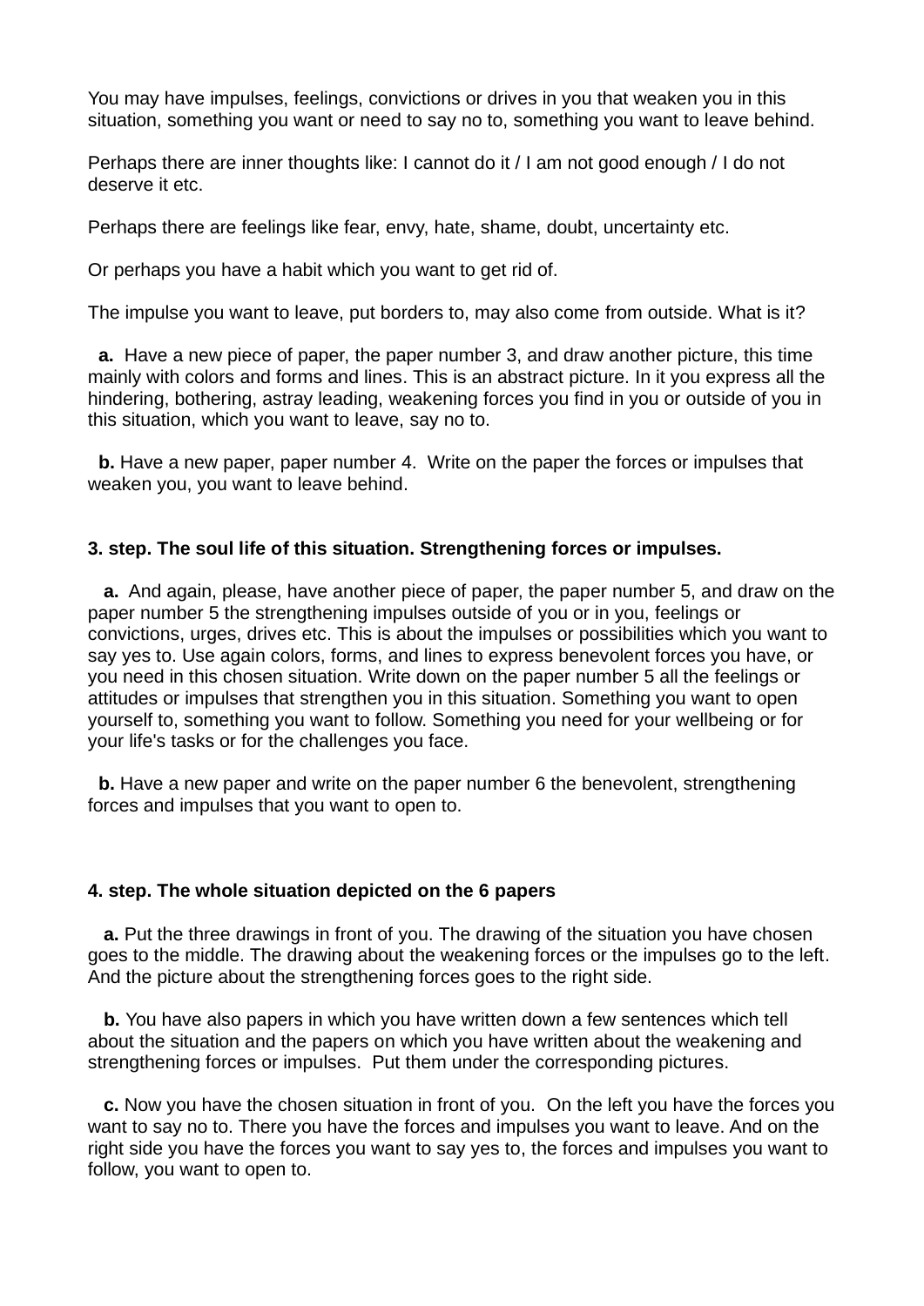You may have impulses, feelings, convictions or drives in you that weaken you in this situation, something you want or need to say no to, something you want to leave behind.

Perhaps there are inner thoughts like: I cannot do it / I am not good enough / I do not deserve it etc.

Perhaps there are feelings like fear, envy, hate, shame, doubt, uncertainty etc.

Or perhaps you have a habit which you want to get rid of.

The impulse you want to leave, put borders to, may also come from outside. What is it?

**a.** Have a new piece of paper, the paper number 3, and draw another picture, this time mainly with colors and forms and lines. This is an abstract picture. In it you express all the hindering, bothering, astray leading, weakening forces you find in you or outside of you in this situation, which you want to leave, say no to.

**b.** Have a new paper, paper number 4. Write on the paper the forces or impulses that weaken you, you want to leave behind.

**3. step. The soul life of this situation. Strengthening forces or impulses.**

**a.** And again, please, have another piece of paper, the paper number 5, and draw on the paper number 5 the strengthening impulses outside of you or in you, feelings or convictions, urges, drives etc. This is about the impulses or possibilities which you want to say yes to. Use again colors, forms, and lines to express benevolent forces you have, or you need in this chosen situation. Write down on the paper number 5 all the feelings or attitudes or impulses that strengthen you in this situation. Something you want to open yourself to, something you want to follow. Something you need for your wellbeing or for your life's tasks or for the challenges you face.

**b.** Have a new paper and write on the paper number 6 the benevolent, strengthening forces and impulses that you want to open to.

**4. step. The whole situation depicted on the 6 papers**

**a.** Put the three drawings in front of you. The drawing of the situation you have chosen goes to the middle. The drawing about the weakening forces or the impulses go to the left. And the picture about the strengthening forces goes to the right side.

**b.** You have also papers in which you have written down a few sentences which tell about the situation and the papers on which you have written about the weakening and strengthening forces or impulses. Put them under the corresponding pictures.

**c.** Now you have the chosen situation in front of you. On the left you have the forces you want to say no to. There you have the forces and impulses you want to leave. And on the right side you have the forces you want to say yes to, the forces and impulses you want to follow, you want to open to.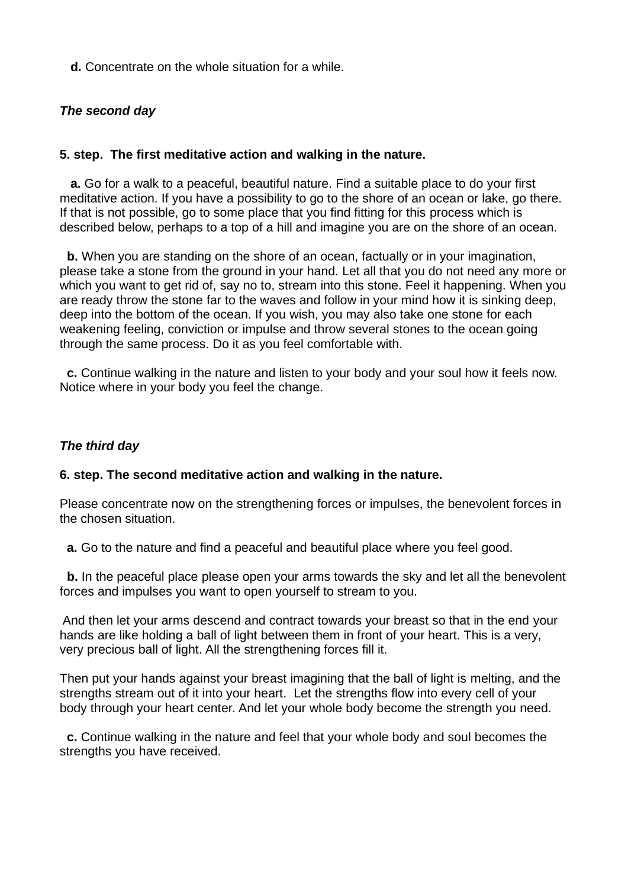**d.** Concentrate on the whole situation for a while.

***The second day***

**5. step. The first meditative action and walking in the nature.**

**a.** Go for a walk to a peaceful, beautiful nature. Find a suitable place to do your first meditative action. If you have a possibility to go to the shore of an ocean or lake, go there. If that is not possible, go to some place that you find fitting for this process which is described below, perhaps to a top of a hill and imagine you are on the shore of an ocean.

**b.** When you are standing on the shore of an ocean, factually or in your imagination, please take a stone from the ground in your hand. Let all that you do not need any more or which you want to get rid of, say no to, stream into this stone. Feel it happening. When you are ready throw the stone far to the waves and follow in your mind how it is sinking deep, deep into the bottom of the ocean. If you wish, you may also take one stone for each weakening feeling, conviction or impulse and throw several stones to the ocean going through the same process. Do it as you feel comfortable with.

**c.** Continue walking in the nature and listen to your body and your soul how it feels now. Notice where in your body you feel the change.

***The third day***

**6. step. The second meditative action and walking in the nature.**

Please concentrate now on the strengthening forces or impulses, the benevolent forces in the chosen situation.

**a.** Go to the nature and find a peaceful and beautiful place where you feel good.

**b.** In the peaceful place please open your arms towards the sky and let all the benevolent forces and impulses you want to open yourself to stream to you.

And then let your arms descend and contract towards your breast so that in the end your hands are like holding a ball of light between them in front of your heart. This is a very, very precious ball of light. All the strengthening forces fill it.

Then put your hands against your breast imagining that the ball of light is melting, and the strengths stream out of it into your heart. Let the strengths flow into every cell of your body through your heart center. And let your whole body become the strength you need.

**c.** Continue walking in the nature and feel that your whole body and soul becomes the strengths you have received.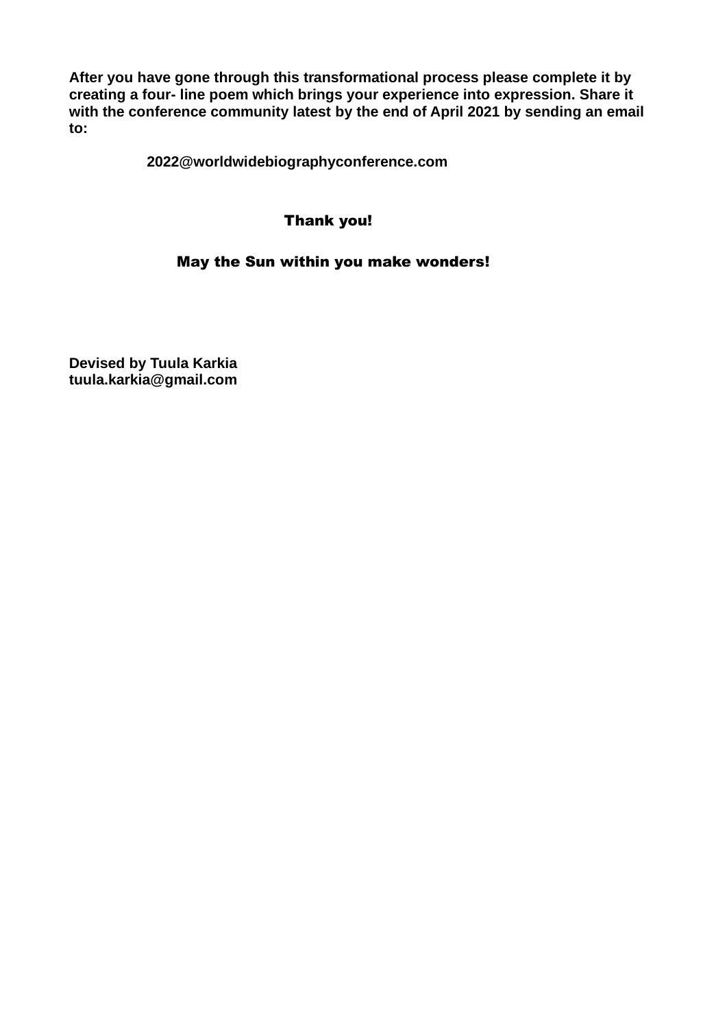**After you have gone through this transformational process please complete it by creating a four- line poem which brings your experience into expression. Share it with the conference community latest by the end of April 2021 by sending an email to:**

**2022@worldwidebiographyconference.com**

Thank you!

May the Sun within you make wonders!

**Devised by Tuula Karkia**
**tuula.karkia@gmail.com**